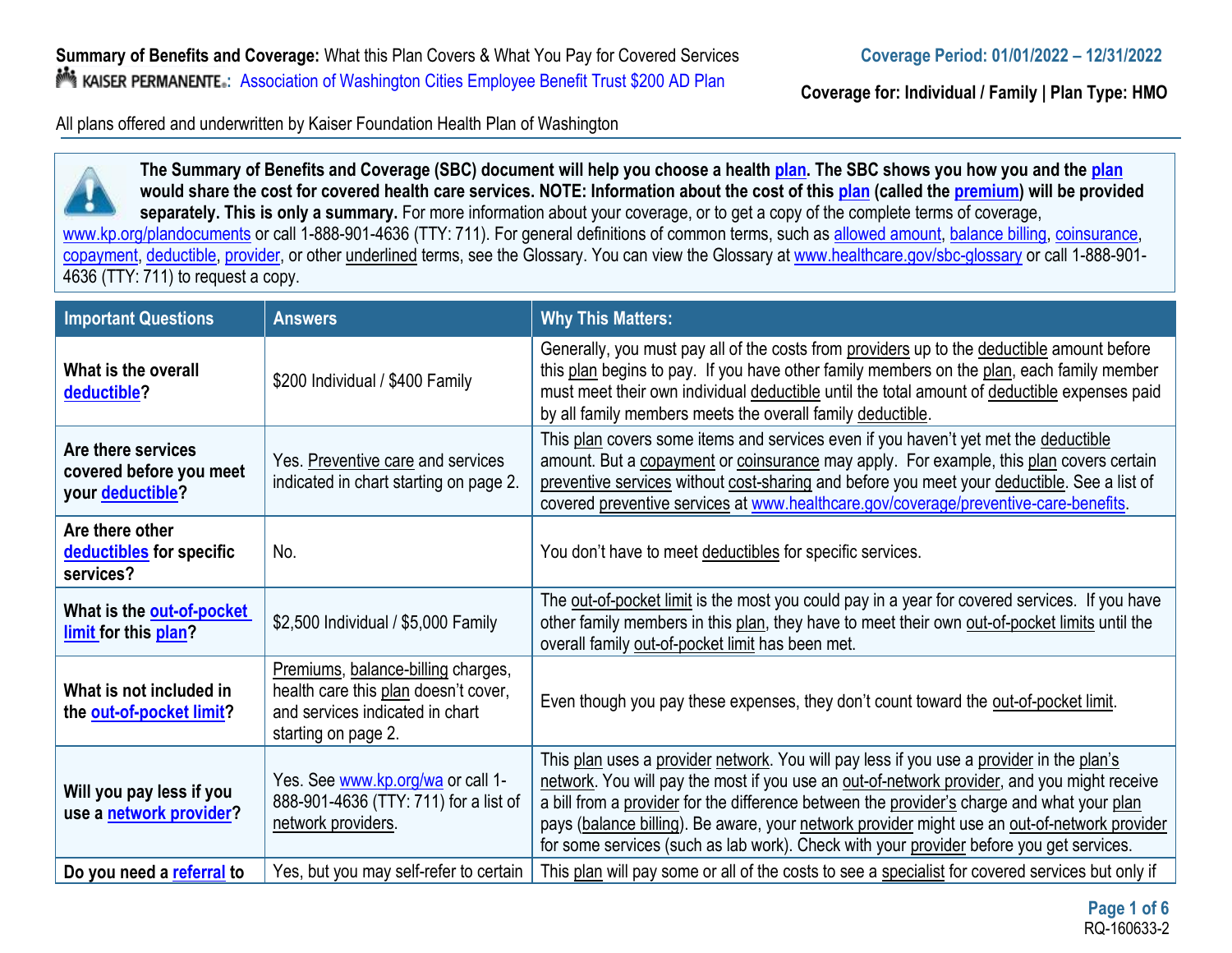**Summary of Benefits and Coverage:** What this Plan Covers & What You Pay for Covered Services

KAISER PERMANENTE: Association of Washington Cities Employee Benefit Trust $200 AD Plan

**Coverage Period: 01/01/2022 – 12/31/2022**

**Coverage for: Individual / Family | Plan Type: HMO**

All plans offered and underwritten by Kaiser Foundation Health Plan of Washington

**The Summary of Benefits and Coverage (SBC) document will help you choose a health plan. The SBC shows you how you and the plan would share the cost for covered health care services. NOTE: Information about the cost of this plan (called the premium) will be provided separately. This is only a summary.** For more information about your coverage, or to get a copy of the complete terms of coverage, www.kp.org/plandocuments or call 1-888-901-4636 (TTY: 711). For general definitions of common terms, such as allowed amount, balance billing, coinsurance, copayment, deductible, provider, or other underlined terms, see the Glossary. You can view the Glossary at www.healthcare.gov/sbc-glossary or call 1-888-901-4636 (TTY: 711) to request a copy.

| Important Questions | Answers | Why This Matters: |
|---|---|---|
| **What is the overall deductible?** | $200 Individual / $400 Family | Generally, you must pay all of the costs from providers up to the deductible amount before this plan begins to pay. If you have other family members on the plan, each family member must meet their own individual deductible until the total amount of deductible expenses paid by all family members meets the overall family deductible. |
| **Are there services covered before you meet your deductible?** | Yes. Preventive care and services indicated in chart starting on page 2. | This plan covers some items and services even if you haven't yet met the deductible amount. But a copayment or coinsurance may apply. For example, this plan covers certain preventive services without cost-sharing and before you meet your deductible. See a list of covered preventive services at www.healthcare.gov/coverage/preventive-care-benefits. |
| **Are there other deductibles for specific services?** | No. | You don't have to meet deductibles for specific services. |
| **What is the out-of-pocket limit for this plan?** | $2,500 Individual / $5,000 Family | The out-of-pocket limit is the most you could pay in a year for covered services. If you have other family members in this plan, they have to meet their own out-of-pocket limits until the overall family out-of-pocket limit has been met. |
| **What is not included in the out-of-pocket limit?** | Premiums, balance-billing charges, health care this plan doesn't cover, and services indicated in chart starting on page 2. | Even though you pay these expenses, they don't count toward the out-of-pocket limit. |
| **Will you pay less if you use a network provider?** | Yes. See www.kp.org/wa or call 1-888-901-4636 (TTY: 711) for a list of network providers. | This plan uses a provider network. You will pay less if you use a provider in the plan's network. You will pay the most if you use an out-of-network provider, and you might receive a bill from a provider for the difference between the provider's charge and what your plan pays (balance billing). Be aware, your network provider might use an out-of-network provider for some services (such as lab work). Check with your provider before you get services. |
| **Do you need a referral to** | Yes, but you may self-refer to certain | This plan will pay some or all of the costs to see a specialist for covered services but only if |

RQ-160633-2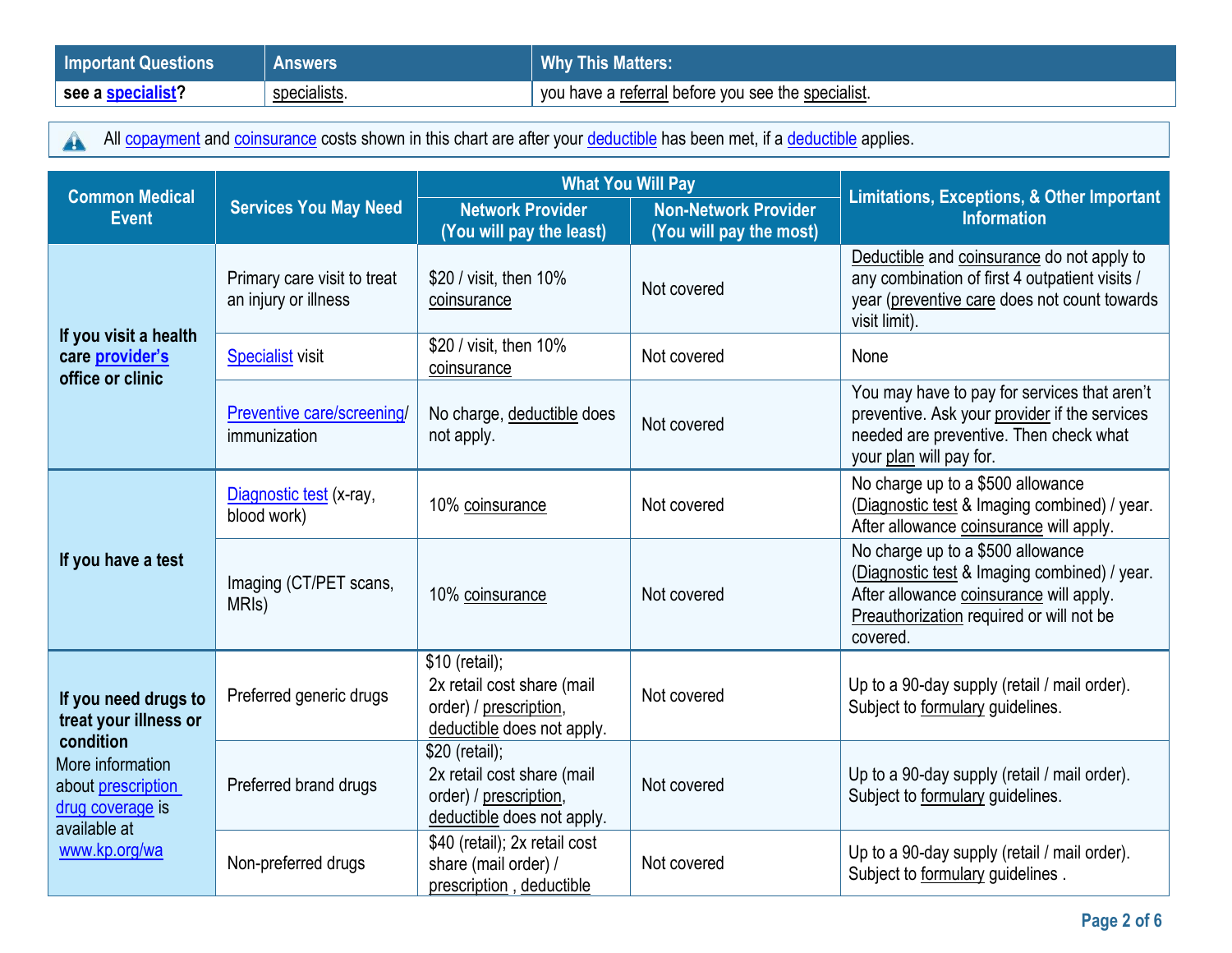| Important Questions | Answers | Why This Matters: |
|---|---|---|
| **see a specialist?** | specialists. | you have a referral before you see the specialist. |

All copayment and coinsurance costs shown in this chart are after your deductible has been met, if a deductible applies.

| Common Medical Event | Services You May Need | What You Will Pay | | Limitations, Exceptions, & Other Important Information |
|---|---|---|---|---|
| | | Network Provider (You will pay the least) | Non-Network Provider (You will pay the most) | |
| **If you visit a health care provider's office or clinic** | Primary care visit to treat an injury or illness | $20 / visit, then 10% coinsurance | Not covered | Deductible and coinsurance do not apply to any combination of first 4 outpatient visits / year (preventive care does not count towards visit limit). |
| | Specialist visit | $20 / visit, then 10% coinsurance | Not covered | None |
| | Preventive care/screening/ immunization | No charge, deductible does not apply. | Not covered | You may have to pay for services that aren't preventive. Ask your provider if the services needed are preventive. Then check what your plan will pay for. |
| **If you have a test** | Diagnostic test (x-ray, blood work) | 10% coinsurance | Not covered | No charge up to a $500 allowance (Diagnostic test & Imaging combined) / year. After allowance coinsurance will apply. |
| | Imaging (CT/PET scans, MRIs) | 10% coinsurance | Not covered | No charge up to a $500 allowance (Diagnostic test & Imaging combined) / year. After allowance coinsurance will apply. Preauthorization required or will not be covered. |
| **If you need drugs to treat your illness or condition** More information about prescription drug coverage is available at www.kp.org/wa | Preferred generic drugs | $10 (retail); 2x retail cost share (mail order) / prescription, deductible does not apply. | Not covered | Up to a 90-day supply (retail / mail order). Subject to formulary guidelines. |
| | Preferred brand drugs | $20 (retail); 2x retail cost share (mail order) / prescription, deductible does not apply. | Not covered | Up to a 90-day supply (retail / mail order). Subject to formulary guidelines. |
| | Non-preferred drugs | $40 (retail); 2x retail cost share (mail order) / prescription , deductible | Not covered | Up to a 90-day supply (retail / mail order). Subject to formulary guidelines . |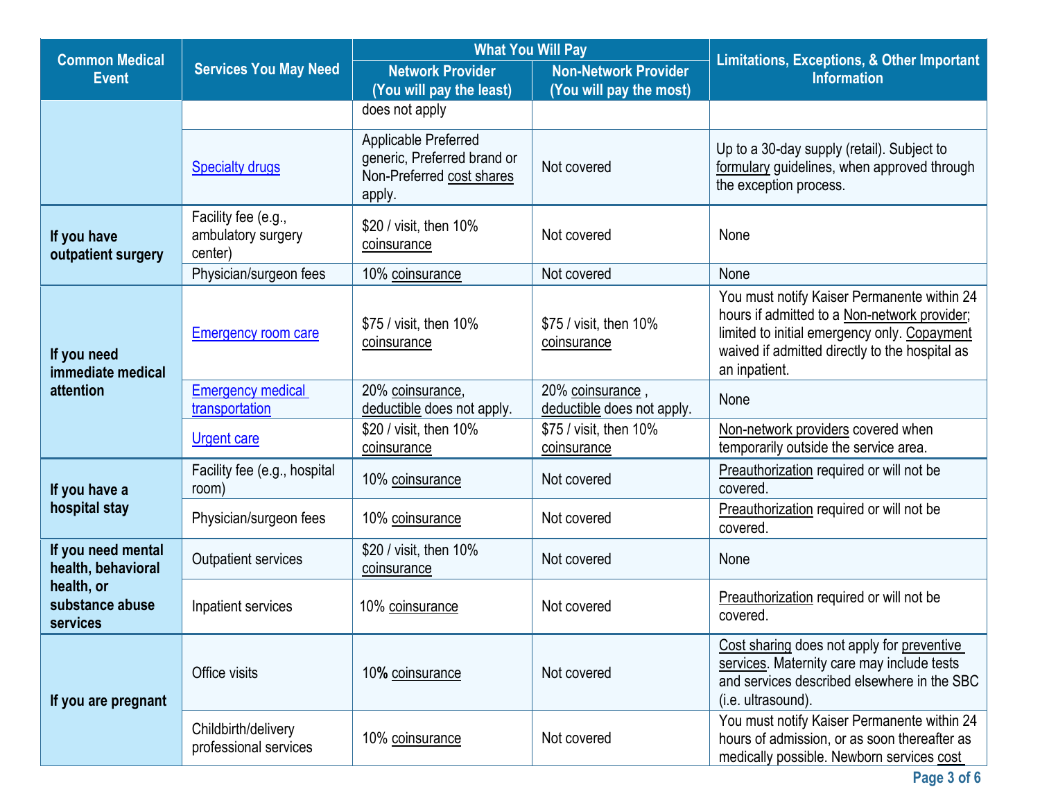| Common Medical Event | Services You May Need | What You Will Pay | | Limitations, Exceptions, & Other Important Information |
|---|---|---|---|---|
| | | Network Provider (You will pay the least) | Non-Network Provider (You will pay the most) | |
| | | does not apply | | |
| | Specialty drugs | Applicable Preferred generic, Preferred brand or Non-Preferred cost shares apply. | Not covered | Up to a 30-day supply (retail). Subject to formulary guidelines, when approved through the exception process. |
| If you have outpatient surgery | Facility fee (e.g., ambulatory surgery center) | $20 / visit, then 10% coinsurance | Not covered | None |
| | Physician/surgeon fees | 10% coinsurance | Not covered | None |
| If you need immediate medical attention | Emergency room care | $75 / visit, then 10% coinsurance | $75 / visit, then 10% coinsurance | You must notify Kaiser Permanente within 24 hours if admitted to a Non-network provider; limited to initial emergency only. Copayment waived if admitted directly to the hospital as an inpatient. |
| | Emergency medical transportation | 20% coinsurance, deductible does not apply. | 20% coinsurance , deductible does not apply. | None |
| | Urgent care | $20 / visit, then 10% coinsurance | $75 / visit, then 10% coinsurance | Non-network providers covered when temporarily outside the service area. |
| If you have a hospital stay | Facility fee (e.g., hospital room) | 10% coinsurance | Not covered | Preauthorization required or will not be covered. |
| | Physician/surgeon fees | 10% coinsurance | Not covered | Preauthorization required or will not be covered. |
| If you need mental health, behavioral health, or substance abuse services | Outpatient services | $20 / visit, then 10% coinsurance | Not covered | None |
| | Inpatient services | 10% coinsurance | Not covered | Preauthorization required or will not be covered. |
| If you are pregnant | Office visits | 10% coinsurance | Not covered | Cost sharing does not apply for preventive services. Maternity care may include tests and services described elsewhere in the SBC (i.e. ultrasound). |
| | Childbirth/delivery professional services | 10% coinsurance | Not covered | You must notify Kaiser Permanente within 24 hours of admission, or as soon thereafter as medically possible. Newborn services cost |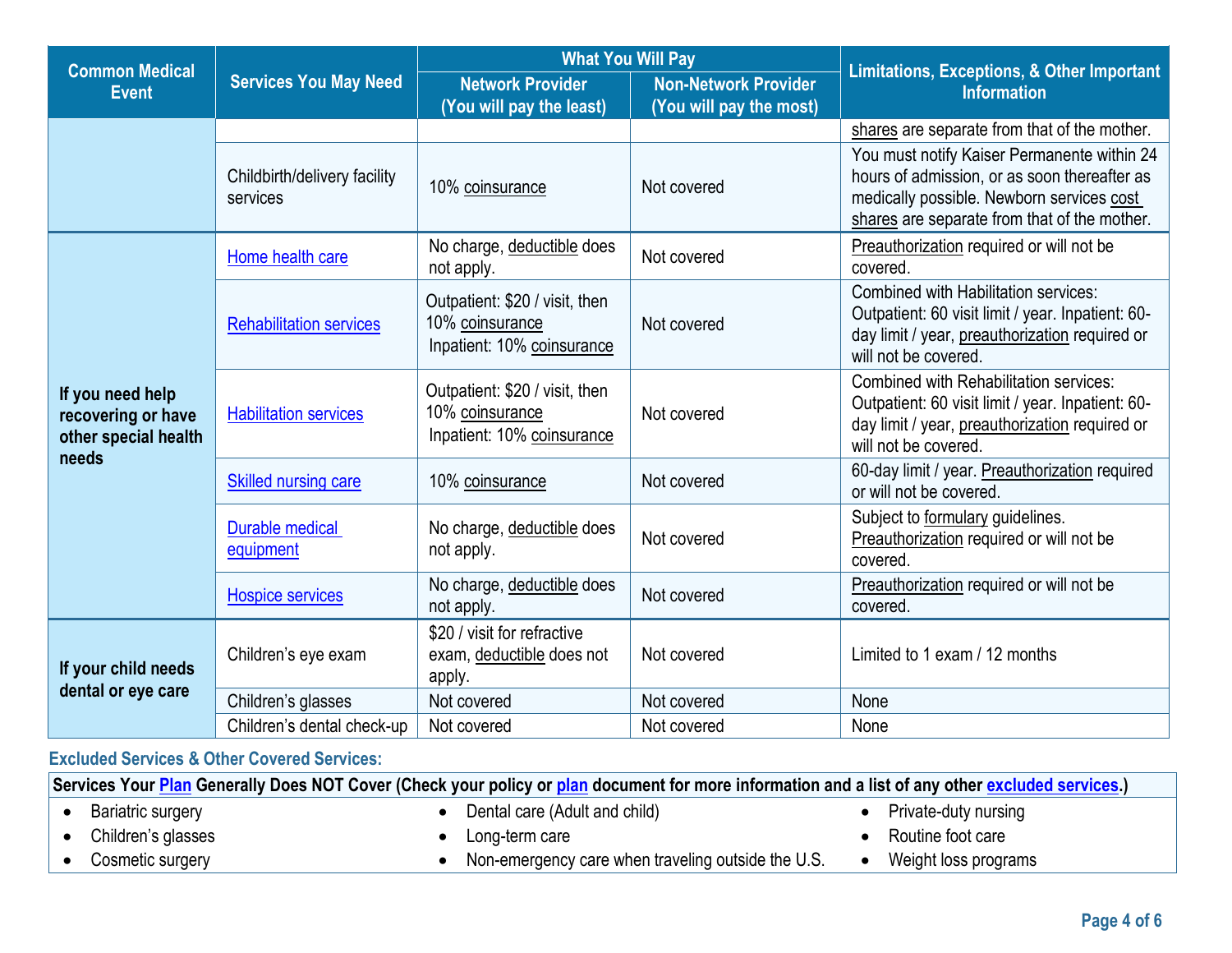| Common Medical Event | Services You May Need | What You Will Pay | | Limitations, Exceptions, & Other Important Information |
|---|---|---|---|---|
| | | Network Provider (You will pay the least) | Non-Network Provider (You will pay the most) | |
| | | | | shares are separate from that of the mother. |
| | Childbirth/delivery facility services | 10% coinsurance | Not covered | You must notify Kaiser Permanente within 24 hours of admission, or as soon thereafter as medically possible. Newborn services cost shares are separate from that of the mother. |
| If you need help recovering or have other special health needs | Home health care | No charge, deductible does not apply. | Not covered | Preauthorization required or will not be covered. |
| | Rehabilitation services | Outpatient: $20 / visit, then 10% coinsurance Inpatient: 10% coinsurance | Not covered | Combined with Habilitation services: Outpatient: 60 visit limit / year. Inpatient: 60-day limit / year, preauthorization required or will not be covered. |
| | Habilitation services | Outpatient: $20 / visit, then 10% coinsurance Inpatient: 10% coinsurance | Not covered | Combined with Rehabilitation services: Outpatient: 60 visit limit / year. Inpatient: 60-day limit / year, preauthorization required or will not be covered. |
| | Skilled nursing care | 10% coinsurance | Not covered | 60-day limit / year. Preauthorization required or will not be covered. |
| | Durable medical equipment | No charge, deductible does not apply. | Not covered | Subject to formulary guidelines. Preauthorization required or will not be covered. |
| | Hospice services | No charge, deductible does not apply. | Not covered | Preauthorization required or will not be covered. |
| If your child needs dental or eye care | Children's eye exam | $20 / visit for refractive exam, deductible does not apply. | Not covered | Limited to 1 exam / 12 months |
| | Children's glasses | Not covered | Not covered | None |
| | Children's dental check-up | Not covered | Not covered | None |

## Excluded Services & Other Covered Services:

**Services Your Plan Generally Does NOT Cover (Check your policy or plan document for more information and a list of any other excluded services.)**

- Bariatric surgery
- Children's glasses
- Cosmetic surgery
- Dental care (Adult and child)
- Long-term care
- Non-emergency care when traveling outside the U.S.
- Private-duty nursing
- Routine foot care
- Weight loss programs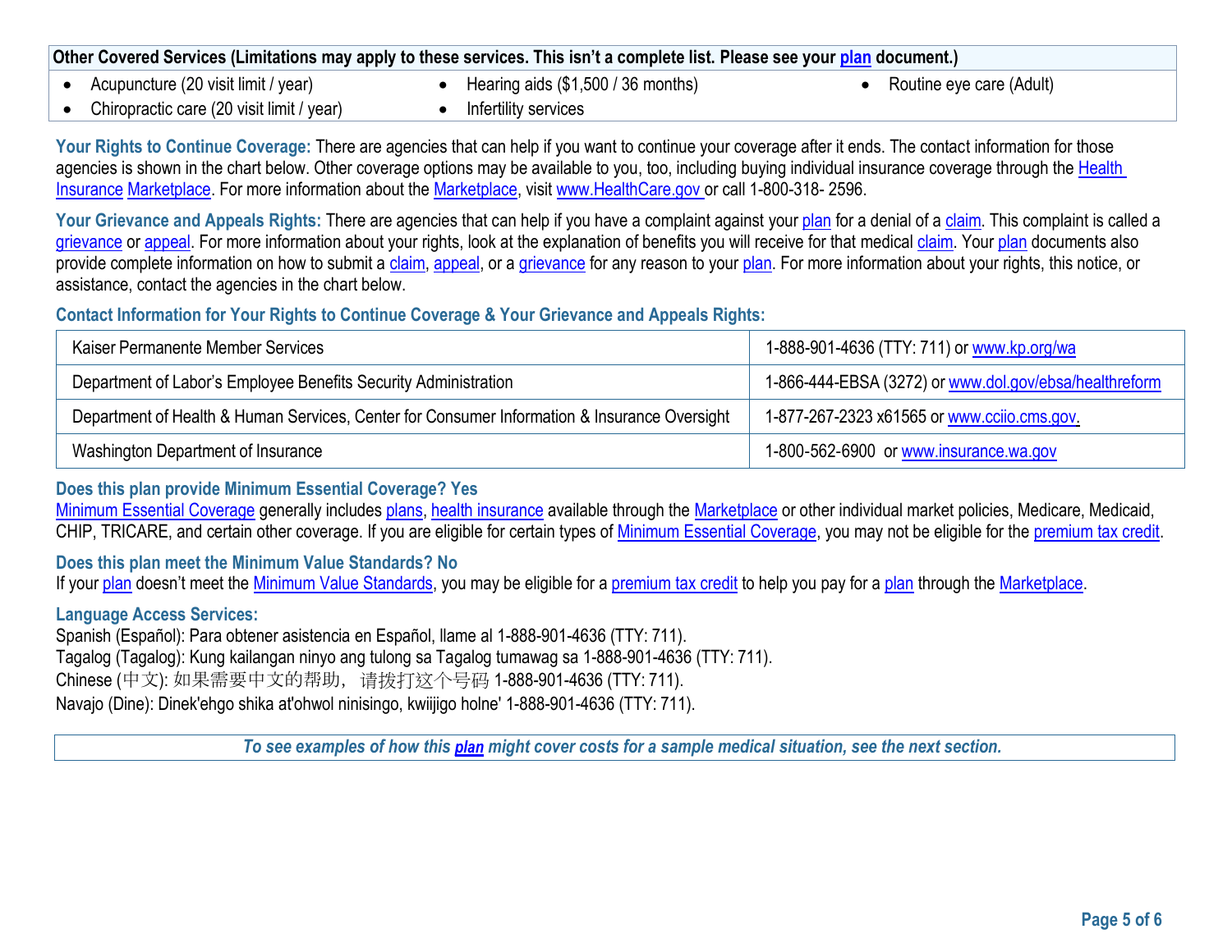| Other Covered Services (Limitations may apply to these services. This isn't a complete list. Please see your plan document.) | | |
|---|---|---|
| • Acupuncture (20 visit limit / year) | • Hearing aids ($1,500 / 36 months) | • Routine eye care (Adult) |
| • Chiropractic care (20 visit limit / year) | • Infertility services | |

**Your Rights to Continue Coverage:** There are agencies that can help if you want to continue your coverage after it ends. The contact information for those agencies is shown in the chart below. Other coverage options may be available to you, too, including buying individual insurance coverage through the Health Insurance Marketplace. For more information about the Marketplace, visit www.HealthCare.gov or call 1-800-318- 2596.

**Your Grievance and Appeals Rights:** There are agencies that can help if you have a complaint against your plan for a denial of a claim. This complaint is called a grievance or appeal. For more information about your rights, look at the explanation of benefits you will receive for that medical claim. Your plan documents also provide complete information on how to submit a claim, appeal, or a grievance for any reason to your plan. For more information about your rights, this notice, or assistance, contact the agencies in the chart below.

**Contact Information for Your Rights to Continue Coverage & Your Grievance and Appeals Rights:**

| Agency | Contact |
|---|---|
| Kaiser Permanente Member Services | 1-888-901-4636 (TTY: 711) or www.kp.org/wa |
| Department of Labor's Employee Benefits Security Administration | 1-866-444-EBSA (3272) or www.dol.gov/ebsa/healthreform |
| Department of Health & Human Services, Center for Consumer Information & Insurance Oversight | 1-877-267-2323 x61565 or www.cciio.cms.gov. |
| Washington Department of Insurance | 1-800-562-6900 or www.insurance.wa.gov |

**Does this plan provide Minimum Essential Coverage? Yes**

Minimum Essential Coverage generally includes plans, health insurance available through the Marketplace or other individual market policies, Medicare, Medicaid, CHIP, TRICARE, and certain other coverage. If you are eligible for certain types of Minimum Essential Coverage, you may not be eligible for the premium tax credit.

**Does this plan meet the Minimum Value Standards? No**

If your plan doesn't meet the Minimum Value Standards, you may be eligible for a premium tax credit to help you pay for a plan through the Marketplace.

**Language Access Services:**

Spanish (Español): Para obtener asistencia en Español, llame al 1-888-901-4636 (TTY: 711).
Tagalog (Tagalog): Kung kailangan ninyo ang tulong sa Tagalog tumawag sa 1-888-901-4636 (TTY: 711).
Chinese (中文): 如果需要中文的帮助，请拨打这个号码 1-888-901-4636 (TTY: 711).
Navajo (Dine): Dinek'ehgo shika at'ohwol ninisingo, kwiijigo holne' 1-888-901-4636 (TTY: 711).

*To see examples of how this plan might cover costs for a sample medical situation, see the next section.*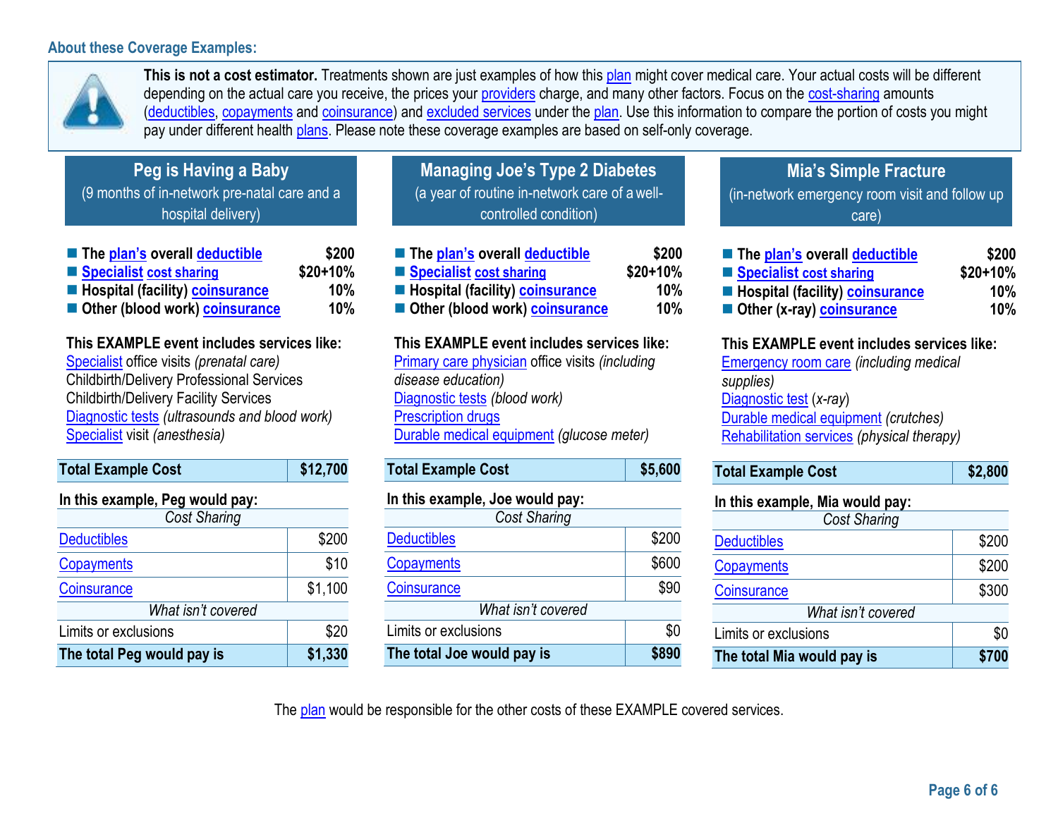## About these Coverage Examples:

**This is not a cost estimator.** Treatments shown are just examples of how this plan might cover medical care. Your actual costs will be different depending on the actual care you receive, the prices your providers charge, and many other factors. Focus on the cost-sharing amounts (deductibles, copayments and coinsurance) and excluded services under the plan. Use this information to compare the portion of costs you might pay under different health plans. Please note these coverage examples are based on self-only coverage.

### Peg is Having a Baby
(9 months of in-network pre-natal care and a hospital delivery)

- **The plan's overall deductible** **$200**
- **Specialist cost sharing** **$20+10%**
- **Hospital (facility) coinsurance** **10%**
- **Other (blood work) coinsurance** **10%**

**This EXAMPLE event includes services like:**
Specialist office visits *(prenatal care)*
Childbirth/Delivery Professional Services
Childbirth/Delivery Facility Services
Diagnostic tests *(ultrasounds and blood work)*
Specialist visit *(anesthesia)*

| **Total Example Cost** | **$12,700** |
|---|---|
| **In this example, Peg would pay:** | |
| *Cost Sharing* | |
| Deductibles | $200 |
| Copayments | $10 |
| Coinsurance | $1,100 |
| *What isn't covered* | |
| Limits or exclusions | $20 |
| **The total Peg would pay is** | **$1,330** |

### Managing Joe's Type 2 Diabetes
(a year of routine in-network care of a well-controlled condition)

- **The plan's overall deductible** **$200**
- **Specialist cost sharing** **$20+10%**
- **Hospital (facility) coinsurance** **10%**
- **Other (blood work) coinsurance** **10%**

**This EXAMPLE event includes services like:**
Primary care physician office visits *(including disease education)*
Diagnostic tests *(blood work)*
Prescription drugs
Durable medical equipment *(glucose meter)*

| **Total Example Cost** | **$5,600** |
|---|---|
| **In this example, Joe would pay:** | |
| *Cost Sharing* | |
| Deductibles | $200 |
| Copayments | $600 |
| Coinsurance | $90 |
| *What isn't covered* | |
| Limits or exclusions | $0 |
| **The total Joe would pay is** | **$890** |

### Mia's Simple Fracture
(in-network emergency room visit and follow up care)

- **The plan's overall deductible** **$200**
- **Specialist cost sharing** **$20+10%**
- **Hospital (facility) coinsurance** **10%**
- **Other (x-ray) coinsurance** **10%**

**This EXAMPLE event includes services like:**
Emergency room care *(including medical supplies)*
Diagnostic test *(x-ray)*
Durable medical equipment *(crutches)*
Rehabilitation services *(physical therapy)*

| **Total Example Cost** | **$2,800** |
|---|---|
| **In this example, Mia would pay:** | |
| *Cost Sharing* | |
| Deductibles | $200 |
| Copayments | $200 |
| Coinsurance | $300 |
| *What isn't covered* | |
| Limits or exclusions | $0 |
| **The total Mia would pay is** | **$700** |

The plan would be responsible for the other costs of these EXAMPLE covered services.